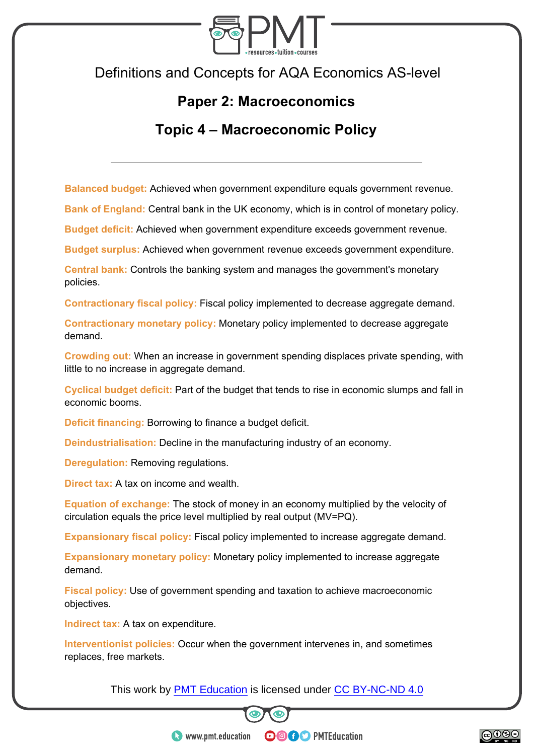Definitions and Concepts for AQA Economics AS-level

## Paper 2: Macroeconomics

## Topic 4 – Macroeconomic Policy

---

**Balanced budget:** Achieved when government expenditure equals government revenue.

**Bank of England:** Central bank in the UK economy, which is in control of monetary policy.

**Budget deficit:** Achieved when government expenditure exceeds government revenue.

**Budget surplus:** Achieved when government revenue exceeds government expenditure.

**Central bank:** Controls the banking system and manages the government's monetary policies.

**Contractionary fiscal policy:** Fiscal policy implemented to decrease aggregate demand.

**Contractionary monetary policy:** Monetary policy implemented to decrease aggregate demand.

**Crowding out:** When an increase in government spending displaces private spending, with little to no increase in aggregate demand.

**Cyclical budget deficit:** Part of the budget that tends to rise in economic slumps and fall in economic booms.

**Deficit financing:** Borrowing to finance a budget deficit.

**Deindustrialisation:** Decline in the manufacturing industry of an economy.

**Deregulation:** Removing regulations.

**Direct tax:** A tax on income and wealth.

**Equation of exchange:** The stock of money in an economy multiplied by the velocity of circulation equals the price level multiplied by real output ($MV=PQ$).

**Expansionary fiscal policy:** Fiscal policy implemented to increase aggregate demand.

**Expansionary monetary policy:** Monetary policy implemented to increase aggregate demand.

**Fiscal policy:** Use of government spending and taxation to achieve macroeconomic objectives.

**Indirect tax:** A tax on expenditure.

**Interventionist policies:** Occur when the government intervenes in, and sometimes replaces, free markets.

This work by PMT Education is licensed under CC BY-NC-ND 4.0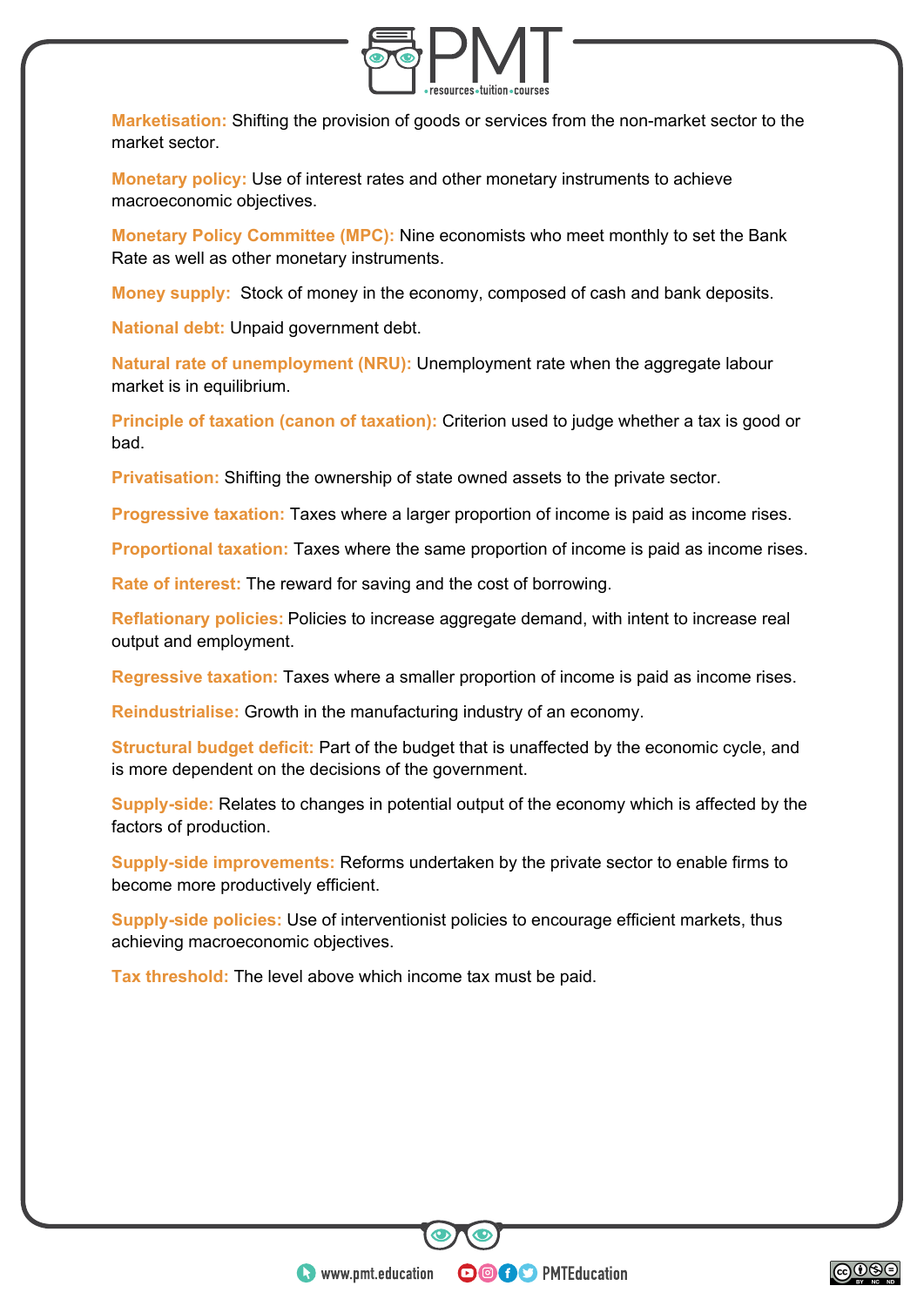**Marketisation:** Shifting the provision of goods or services from the non-market sector to the market sector.

**Monetary policy:** Use of interest rates and other monetary instruments to achieve macroeconomic objectives.

**Monetary Policy Committee (MPC):** Nine economists who meet monthly to set the Bank Rate as well as other monetary instruments.

**Money supply:** Stock of money in the economy, composed of cash and bank deposits.

**National debt:** Unpaid government debt.

**Natural rate of unemployment (NRU):** Unemployment rate when the aggregate labour market is in equilibrium.

**Principle of taxation (canon of taxation):** Criterion used to judge whether a tax is good or bad.

**Privatisation:** Shifting the ownership of state owned assets to the private sector.

**Progressive taxation:** Taxes where a larger proportion of income is paid as income rises.

**Proportional taxation:** Taxes where the same proportion of income is paid as income rises.

**Rate of interest:** The reward for saving and the cost of borrowing.

**Reflationary policies:** Policies to increase aggregate demand, with intent to increase real output and employment.

**Regressive taxation:** Taxes where a smaller proportion of income is paid as income rises.

**Reindustrialise:** Growth in the manufacturing industry of an economy.

**Structural budget deficit:** Part of the budget that is unaffected by the economic cycle, and is more dependent on the decisions of the government.

**Supply-side:** Relates to changes in potential output of the economy which is affected by the factors of production.

**Supply-side improvements:** Reforms undertaken by the private sector to enable firms to become more productively efficient.

**Supply-side policies:** Use of interventionist policies to encourage efficient markets, thus achieving macroeconomic objectives.

**Tax threshold:** The level above which income tax must be paid.